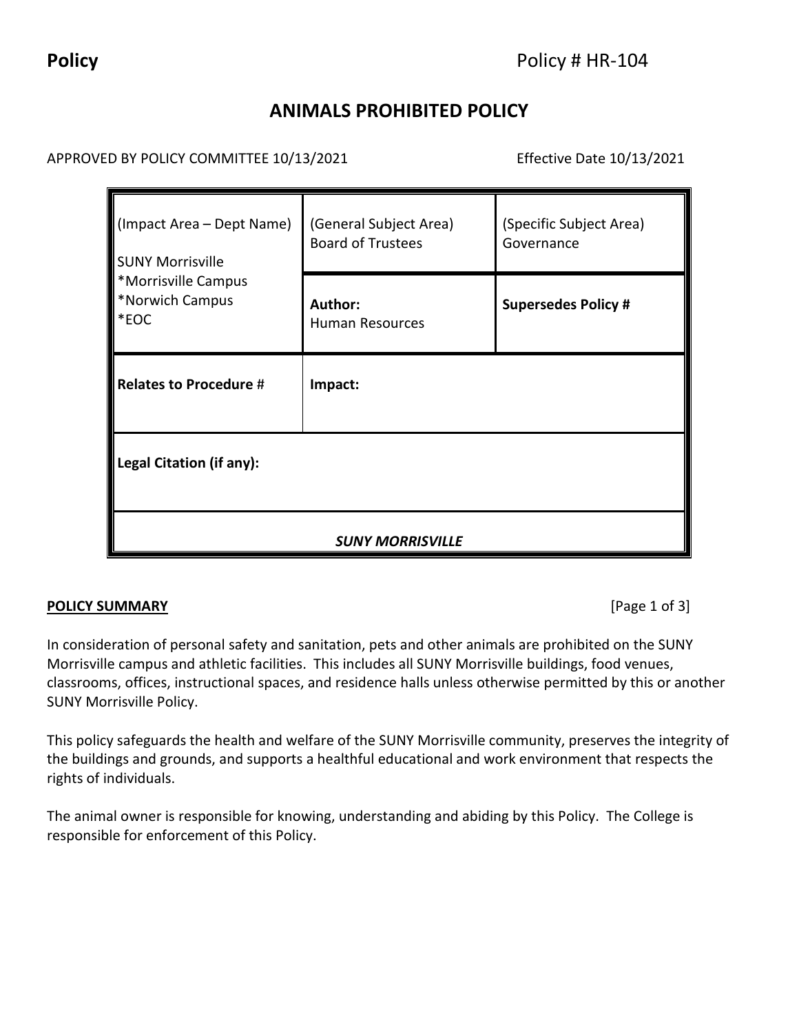**Policy** Policy # HR-104

# ANIMALS PROHIBITED POLICY

APPROVED BY POLICY COMMITTEE 10/13/2021 Effective Date 10/13/2021

| (Impact Area – Dept Name) SUNY Morrisville *Morrisville Campus *Norwich Campus *EOC | (General Subject Area) Board of Trustees | (Specific Subject Area) Governance |
| --- | --- | --- |
| | **Author:** Human Resources | **Supersedes Policy #** |
| **Relates to Procedure #** | **Impact:** | |
| **Legal Citation (if any):** | | |
| ***SUNY MORRISVILLE*** | | |

## POLICY SUMMARY

In consideration of personal safety and sanitation, pets and other animals are prohibited on the SUNY Morrisville campus and athletic facilities. This includes all SUNY Morrisville buildings, food venues, classrooms, offices, instructional spaces, and residence halls unless otherwise permitted by this or another SUNY Morrisville Policy.

This policy safeguards the health and welfare of the SUNY Morrisville community, preserves the integrity of the buildings and grounds, and supports a healthful educational and work environment that respects the rights of individuals.

The animal owner is responsible for knowing, understanding and abiding by this Policy. The College is responsible for enforcement of this Policy.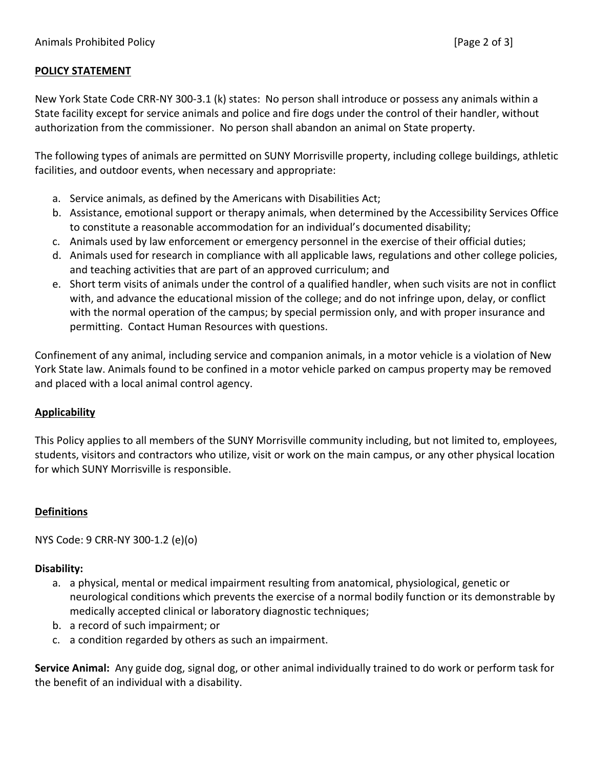**POLICY STATEMENT**

New York State Code CRR-NY 300-3.1 (k) states: No person shall introduce or possess any animals within a State facility except for service animals and police and fire dogs under the control of their handler, without authorization from the commissioner. No person shall abandon an animal on State property.

The following types of animals are permitted on SUNY Morrisville property, including college buildings, athletic facilities, and outdoor events, when necessary and appropriate:

a. Service animals, as defined by the Americans with Disabilities Act;
b. Assistance, emotional support or therapy animals, when determined by the Accessibility Services Office to constitute a reasonable accommodation for an individual's documented disability;
c. Animals used by law enforcement or emergency personnel in the exercise of their official duties;
d. Animals used for research in compliance with all applicable laws, regulations and other college policies, and teaching activities that are part of an approved curriculum; and
e. Short term visits of animals under the control of a qualified handler, when such visits are not in conflict with, and advance the educational mission of the college; and do not infringe upon, delay, or conflict with the normal operation of the campus; by special permission only, and with proper insurance and permitting. Contact Human Resources with questions.

Confinement of any animal, including service and companion animals, in a motor vehicle is a violation of New York State law. Animals found to be confined in a motor vehicle parked on campus property may be removed and placed with a local animal control agency.

**Applicability**

This Policy applies to all members of the SUNY Morrisville community including, but not limited to, employees, students, visitors and contractors who utilize, visit or work on the main campus, or any other physical location for which SUNY Morrisville is responsible.

**Definitions**

NYS Code: 9 CRR-NY 300-1.2 (e)(o)

**Disability:**

a. a physical, mental or medical impairment resulting from anatomical, physiological, genetic or neurological conditions which prevents the exercise of a normal bodily function or its demonstrable by medically accepted clinical or laboratory diagnostic techniques;
b. a record of such impairment; or
c. a condition regarded by others as such an impairment.

**Service Animal:** Any guide dog, signal dog, or other animal individually trained to do work or perform task for the benefit of an individual with a disability.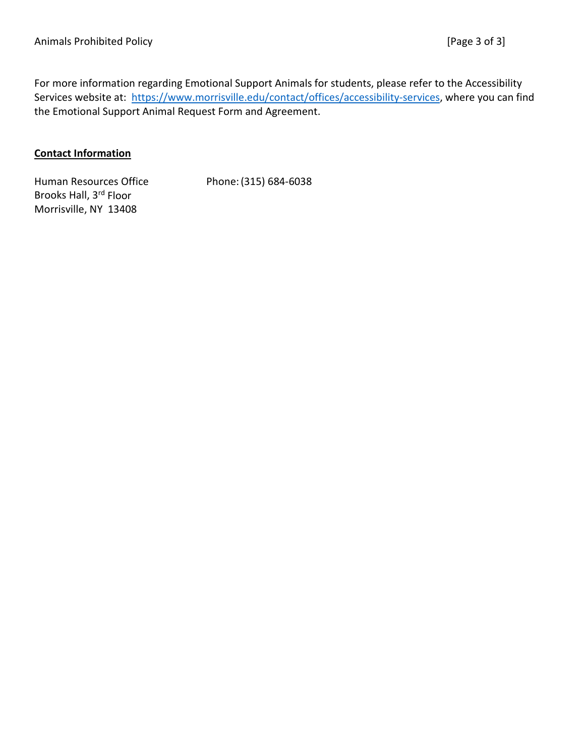For more information regarding Emotional Support Animals for students, please refer to the Accessibility Services website at: https://www.morrisville.edu/contact/offices/accessibility-services, where you can find the Emotional Support Animal Request Form and Agreement.

**Contact Information**

Human Resources Office
Brooks Hall, 3rd Floor
Morrisville, NY 13408

Phone: (315) 684-6038